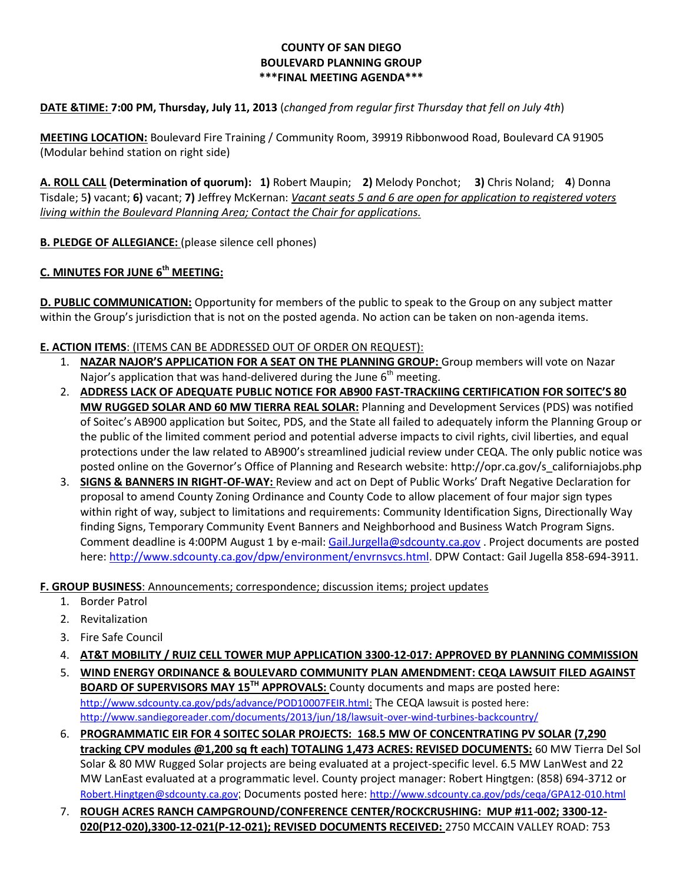**COUNTY OF SAN DIEGO**
**BOULEVARD PLANNING GROUP**
**\*\*\*FINAL MEETING AGENDA\*\*\***

**DATE &TIME: 7:00 PM, Thursday, July 11, 2013** (*changed from regular first Thursday that fell on July 4th*)

**MEETING LOCATION:** Boulevard Fire Training / Community Room, 39919 Ribbonwood Road, Boulevard CA 91905 (Modular behind station on right side)

**A. ROLL CALL (Determination of quorum): 1)** Robert Maupin; **2)** Melody Ponchot; **3)** Chris Noland; **4**) Donna Tisdale; 5**)** vacant; **6)** vacant; **7)** Jeffrey McKernan: *Vacant seats 5 and 6 are open for application to registered voters living within the Boulevard Planning Area; Contact the Chair for applications.*

**B. PLEDGE OF ALLEGIANCE:** (please silence cell phones)

**C. MINUTES FOR JUNE 6th MEETING:**

**D. PUBLIC COMMUNICATION:** Opportunity for members of the public to speak to the Group on any subject matter within the Group's jurisdiction that is not on the posted agenda. No action can be taken on non-agenda items.

**E. ACTION ITEMS**: (ITEMS CAN BE ADDRESSED OUT OF ORDER ON REQUEST):

1. **NAZAR NAJOR'S APPLICATION FOR A SEAT ON THE PLANNING GROUP:** Group members will vote on Nazar Najor's application that was hand-delivered during the June 6th meeting.
2. **ADDRESS LACK OF ADEQUATE PUBLIC NOTICE FOR AB900 FAST-TRACKIING CERTIFICATION FOR SOITEC'S 80 MW RUGGED SOLAR AND 60 MW TIERRA REAL SOLAR:** Planning and Development Services (PDS) was notified of Soitec's AB900 application but Soitec, PDS, and the State all failed to adequately inform the Planning Group or the public of the limited comment period and potential adverse impacts to civil rights, civil liberties, and equal protections under the law related to AB900's streamlined judicial review under CEQA. The only public notice was posted online on the Governor's Office of Planning and Research website: http://opr.ca.gov/s_californiajobs.php
3. **SIGNS & BANNERS IN RIGHT-OF-WAY:** Review and act on Dept of Public Works' Draft Negative Declaration for proposal to amend County Zoning Ordinance and County Code to allow placement of four major sign types within right of way, subject to limitations and requirements: Community Identification Signs, Directionally Way finding Signs, Temporary Community Event Banners and Neighborhood and Business Watch Program Signs. Comment deadline is 4:00PM August 1 by e-mail: Gail.Jurgella@sdcounty.ca.gov . Project documents are posted here: http://www.sdcounty.ca.gov/dpw/environment/envrnsvcs.html. DPW Contact: Gail Jugella 858-694-3911.

**F. GROUP BUSINESS**: Announcements; correspondence; discussion items; project updates

1. Border Patrol
2. Revitalization
3. Fire Safe Council
4. **AT&T MOBILITY / RUIZ CELL TOWER MUP APPLICATION 3300-12-017: APPROVED BY PLANNING COMMISSION**
5. **WIND ENERGY ORDINANCE & BOULEVARD COMMUNITY PLAN AMENDMENT: CEQA LAWSUIT FILED AGAINST BOARD OF SUPERVISORS MAY 15TH APPROVALS:** County documents and maps are posted here: http://www.sdcounty.ca.gov/pds/advance/POD10007FEIR.html: The CEQA lawsuit is posted here: http://www.sandiegoreader.com/documents/2013/jun/18/lawsuit-over-wind-turbines-backcountry/
6. **PROGRAMMATIC EIR FOR 4 SOITEC SOLAR PROJECTS: 168.5 MW OF CONCENTRATING PV SOLAR (7,290 tracking CPV modules @1,200 sq ft each) TOTALING 1,473 ACRES: REVISED DOCUMENTS:** 60 MW Tierra Del Sol Solar & 80 MW Rugged Solar projects are being evaluated at a project-specific level. 6.5 MW LanWest and 22 MW LanEast evaluated at a programmatic level. County project manager: Robert Hingtgen: (858) 694-3712 or Robert.Hingtgen@sdcounty.ca.gov; Documents posted here: http://www.sdcounty.ca.gov/pds/ceqa/GPA12-010.html
7. **ROUGH ACRES RANCH CAMPGROUND/CONFERENCE CENTER/ROCKCRUSHING: MUP #11-002; 3300-12-020(P12-020),3300-12-021(P-12-021); REVISED DOCUMENTS RECEIVED:** 2750 MCCAIN VALLEY ROAD: 753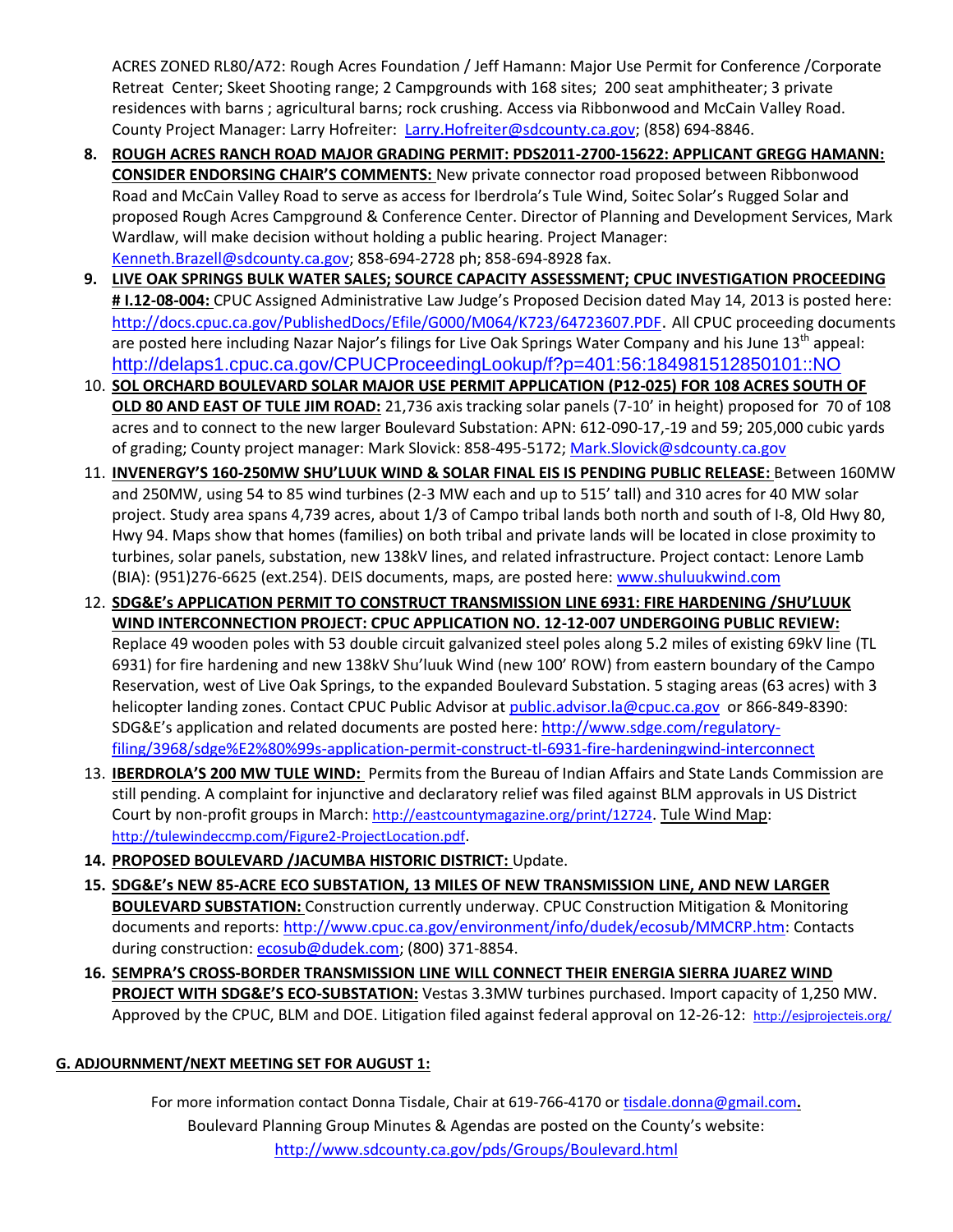ACRES ZONED RL80/A72: Rough Acres Foundation / Jeff Hamann: Major Use Permit for Conference /Corporate Retreat Center; Skeet Shooting range; 2 Campgrounds with 168 sites; 200 seat amphitheater; 3 private residences with barns ; agricultural barns; rock crushing. Access via Ribbonwood and McCain Valley Road. County Project Manager: Larry Hofreiter: Larry.Hofreiter@sdcounty.ca.gov; (858) 694-8846.

8. **ROUGH ACRES RANCH ROAD MAJOR GRADING PERMIT: PDS2011-2700-15622: APPLICANT GREGG HAMANN: CONSIDER ENDORSING CHAIR'S COMMENTS:** New private connector road proposed between Ribbonwood Road and McCain Valley Road to serve as access for Iberdrola's Tule Wind, Soitec Solar's Rugged Solar and proposed Rough Acres Campground & Conference Center. Director of Planning and Development Services, Mark Wardlaw, will make decision without holding a public hearing. Project Manager: Kenneth.Brazell@sdcounty.ca.gov; 858-694-2728 ph; 858-694-8928 fax.
9. **LIVE OAK SPRINGS BULK WATER SALES; SOURCE CAPACITY ASSESSMENT; CPUC INVESTIGATION PROCEEDING # I.12-08-004:** CPUC Assigned Administrative Law Judge's Proposed Decision dated May 14, 2013 is posted here: http://docs.cpuc.ca.gov/PublishedDocs/Efile/G000/M064/K723/64723607.PDF. All CPUC proceeding documents are posted here including Nazar Najor's filings for Live Oak Springs Water Company and his June 13th appeal: http://delaps1.cpuc.ca.gov/CPUCProceedingLookup/f?p=401:56:184981512850101::NO
10. **SOL ORCHARD BOULEVARD SOLAR MAJOR USE PERMIT APPLICATION (P12-025) FOR 108 ACRES SOUTH OF OLD 80 AND EAST OF TULE JIM ROAD:** 21,736 axis tracking solar panels (7-10' in height) proposed for 70 of 108 acres and to connect to the new larger Boulevard Substation: APN: 612-090-17,-19 and 59; 205,000 cubic yards of grading; County project manager: Mark Slovick: 858-495-5172; Mark.Slovick@sdcounty.ca.gov
11. **INVENERGY'S 160-250MW SHU'LUUK WIND & SOLAR FINAL EIS IS PENDING PUBLIC RELEASE:** Between 160MW and 250MW, using 54 to 85 wind turbines (2-3 MW each and up to 515' tall) and 310 acres for 40 MW solar project. Study area spans 4,739 acres, about 1/3 of Campo tribal lands both north and south of I-8, Old Hwy 80, Hwy 94. Maps show that homes (families) on both tribal and private lands will be located in close proximity to turbines, solar panels, substation, new 138kV lines, and related infrastructure. Project contact: Lenore Lamb (BIA): (951)276-6625 (ext.254). DEIS documents, maps, are posted here: www.shuluukwind.com
12. **SDG&E's APPLICATION PERMIT TO CONSTRUCT TRANSMISSION LINE 6931: FIRE HARDENING /SHU'LUUK WIND INTERCONNECTION PROJECT: CPUC APPLICATION NO. 12-12-007 UNDERGOING PUBLIC REVIEW:** Replace 49 wooden poles with 53 double circuit galvanized steel poles along 5.2 miles of existing 69kV line (TL 6931) for fire hardening and new 138kV Shu'luuk Wind (new 100' ROW) from eastern boundary of the Campo Reservation, west of Live Oak Springs, to the expanded Boulevard Substation. 5 staging areas (63 acres) with 3 helicopter landing zones. Contact CPUC Public Advisor at public.advisor.la@cpuc.ca.gov or 866-849-8390: SDG&E's application and related documents are posted here: http://www.sdge.com/regulatory-filing/3968/sdge%E2%80%99s-application-permit-construct-tl-6931-fire-hardeningwind-interconnect
13. **IBERDROLA'S 200 MW TULE WIND:** Permits from the Bureau of Indian Affairs and State Lands Commission are still pending. A complaint for injunctive and declaratory relief was filed against BLM approvals in US District Court by non-profit groups in March: http://eastcountymagazine.org/print/12724. Tule Wind Map: http://tulewindeccmp.com/Figure2-ProjectLocation.pdf.
14. **PROPOSED BOULEVARD /JACUMBA HISTORIC DISTRICT:** Update.
15. **SDG&E's NEW 85-ACRE ECO SUBSTATION, 13 MILES OF NEW TRANSMISSION LINE, AND NEW LARGER BOULEVARD SUBSTATION:** Construction currently underway. CPUC Construction Mitigation & Monitoring documents and reports: http://www.cpuc.ca.gov/environment/info/dudek/ecosub/MMCRP.htm: Contacts during construction: ecosub@dudek.com; (800) 371-8854.
16. **SEMPRA'S CROSS-BORDER TRANSMISSION LINE WILL CONNECT THEIR ENERGIA SIERRA JUAREZ WIND PROJECT WITH SDG&E'S ECO-SUBSTATION:** Vestas 3.3MW turbines purchased. Import capacity of 1,250 MW. Approved by the CPUC, BLM and DOE. Litigation filed against federal approval on 12-26-12: http://esjprojecteis.org/

**G. ADJOURNMENT/NEXT MEETING SET FOR AUGUST 1:**

For more information contact Donna Tisdale, Chair at 619-766-4170 or tisdale.donna@gmail.com**.**
Boulevard Planning Group Minutes & Agendas are posted on the County's website:
http://www.sdcounty.ca.gov/pds/Groups/Boulevard.html